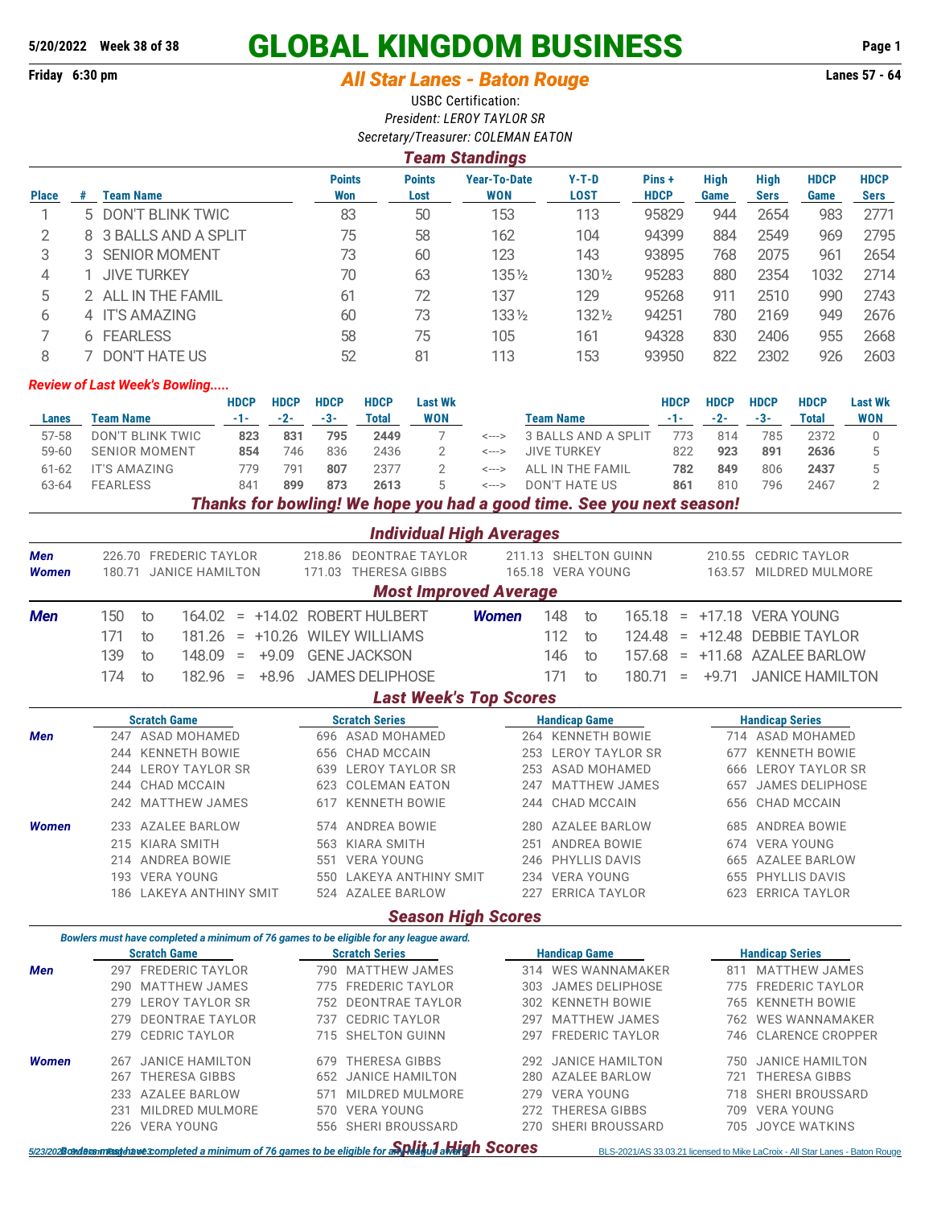5/20/2022 Week 38 of 38

Friday 6:30 pm

# GLOBAL KINGDOM BUSINESS

## *All Star Lanes - Baton Rouge*

Lanes 57 - 64

USBC Certification:

*President: LEROY TAYLOR SR*

*Secretary/Treasurer: COLEMAN EATON*

### *Team Standings*

| Place | # | Team Name | Points Won | Points Lost | Year-To-Date WON | Y-T-D LOST | Pins + HDCP | High Game | High Sers | HDCP Game | HDCP Sers |
|---|---|---|---|---|---|---|---|---|---|---|---|
| 1 | 5 | DON'T BLINK TWIC | 83 | 50 | 153 | 113 | 95829 | 944 | 2654 | 983 | 2771 |
| 2 | 8 | 3 BALLS AND A SPLIT | 75 | 58 | 162 | 104 | 94399 | 884 | 2549 | 969 | 2795 |
| 3 | 3 | SENIOR MOMENT | 73 | 60 | 123 | 143 | 93895 | 768 | 2075 | 961 | 2654 |
| 4 | 1 | JIVE TURKEY | 70 | 63 | 135½ | 130½ | 95283 | 880 | 2354 | 1032 | 2714 |
| 5 | 2 | ALL IN THE FAMIL | 61 | 72 | 137 | 129 | 95268 | 911 | 2510 | 990 | 2743 |
| 6 | 4 | IT'S AMAZING | 60 | 73 | 133½ | 132½ | 94251 | 780 | 2169 | 949 | 2676 |
| 7 | 6 | FEARLESS | 58 | 75 | 105 | 161 | 94328 | 830 | 2406 | 955 | 2668 |
| 8 | 7 | DON'T HATE US | 52 | 81 | 113 | 153 | 93950 | 822 | 2302 | 926 | 2603 |

*Review of Last Week's Bowling.....*

| Lanes | Team Name | HDCP -1- | HDCP -2- | HDCP -3- | HDCP Total | Last Wk WON | | Team Name | HDCP -1- | HDCP -2- | HDCP -3- | HDCP Total | Last Wk WON |
|---|---|---|---|---|---|---|---|---|---|---|---|---|---|
| 57-58 | DON'T BLINK TWIC | **823** | **831** | **795** | **2449** | 7 | <---> | 3 BALLS AND A SPLIT | 773 | 814 | 785 | 2372 | 0 |
| 59-60 | SENIOR MOMENT | **854** | 746 | 836 | 2436 | 2 | <---> | JIVE TURKEY | 822 | **923** | **891** | **2636** | 5 |
| 61-62 | IT'S AMAZING | 779 | 791 | **807** | 2377 | 2 | <---> | ALL IN THE FAMIL | **782** | **849** | 806 | **2437** | 5 |
| 63-64 | FEARLESS | 841 | **899** | **873** | **2613** | 5 | <---> | DON'T HATE US | **861** | 810 | 796 | 2467 | 2 |

***Thanks for bowling! We hope you had a good time. See you next season!***

### *Individual High Averages*

| | | | | |
|---|---|---|---|---|
| **Men** | 226.70 FREDERIC TAYLOR | 218.86 DEONTRAE TAYLOR | 211.13 SHELTON GUINN | 210.55 CEDRIC TAYLOR |
| **Women** | 180.71 JANICE HAMILTON | 171.03 THERESA GIBBS | 165.18 VERA YOUNG | 163.57 MILDRED MULMORE |

### *Most Improved Average*

| | From | | To | | Change | Name | | From | | To | | Change | Name |
|---|---|---|---|---|---|---|---|---|---|---|---|---|---|
| **Men** | 150 | to | 164.02 | = | +14.02 | ROBERT HULBERT | **Women** | 148 | to | 165.18 | = | +17.18 | VERA YOUNG |
| | 171 | to | 181.26 | = | +10.26 | WILEY WILLIAMS | | 112 | to | 124.48 | = | +12.48 | DEBBIE TAYLOR |
| | 139 | to | 148.09 | = | +9.09 | GENE JACKSON | | 146 | to | 157.68 | = | +11.68 | AZALEE BARLOW |
| | 174 | to | 182.96 | = | +8.96 | JAMES DELIPHOSE | | 171 | to | 180.71 | = | +9.71 | JANICE HAMILTON |

### *Last Week's Top Scores*

| | Scratch Game | Scratch Series | Handicap Game | Handicap Series |
|---|---|---|---|---|
| **Men** | 247 ASAD MOHAMED | 696 ASAD MOHAMED | 264 KENNETH BOWIE | 714 ASAD MOHAMED |
| | 244 KENNETH BOWIE | 656 CHAD MCCAIN | 253 LEROY TAYLOR SR | 677 KENNETH BOWIE |
| | 244 LEROY TAYLOR SR | 639 LEROY TAYLOR SR | 253 ASAD MOHAMED | 666 LEROY TAYLOR SR |
| | 244 CHAD MCCAIN | 623 COLEMAN EATON | 247 MATTHEW JAMES | 657 JAMES DELIPHOSE |
| | 242 MATTHEW JAMES | 617 KENNETH BOWIE | 244 CHAD MCCAIN | 656 CHAD MCCAIN |
| **Women** | 233 AZALEE BARLOW | 574 ANDREA BOWIE | 280 AZALEE BARLOW | 685 ANDREA BOWIE |
| | 215 KIARA SMITH | 563 KIARA SMITH | 251 ANDREA BOWIE | 674 VERA YOUNG |
| | 214 ANDREA BOWIE | 551 VERA YOUNG | 246 PHYLLIS DAVIS | 665 AZALEE BARLOW |
| | 193 VERA YOUNG | 550 LAKEYA ANTHINY SMIT | 234 VERA YOUNG | 655 PHYLLIS DAVIS |
| | 186 LAKEYA ANTHINY SMIT | 524 AZALEE BARLOW | 227 ERRICA TAYLOR | 623 ERRICA TAYLOR |

### *Season High Scores*

*Bowlers must have completed a minimum of 76 games to be eligible for any league award.*

| | Scratch Game | Scratch Series | Handicap Game | Handicap Series |
|---|---|---|---|---|
| **Men** | 297 FREDERIC TAYLOR | 790 MATTHEW JAMES | 314 WES WANNAMAKER | 811 MATTHEW JAMES |
| | 290 MATTHEW JAMES | 775 FREDERIC TAYLOR | 303 JAMES DELIPHOSE | 775 FREDERIC TAYLOR |
| | 279 LEROY TAYLOR SR | 752 DEONTRAE TAYLOR | 302 KENNETH BOWIE | 765 KENNETH BOWIE |
| | 279 DEONTRAE TAYLOR | 737 CEDRIC TAYLOR | 297 MATTHEW JAMES | 762 WES WANNAMAKER |
| | 279 CEDRIC TAYLOR | 715 SHELTON GUINN | 297 FREDERIC TAYLOR | 746 CLARENCE CROPPER |
| **Women** | 267 JANICE HAMILTON | 679 THERESA GIBBS | 292 JANICE HAMILTON | 750 JANICE HAMILTON |
| | 267 THERESA GIBBS | 652 JANICE HAMILTON | 280 AZALEE BARLOW | 721 THERESA GIBBS |
| | 233 AZALEE BARLOW | 571 MILDRED MULMORE | 279 VERA YOUNG | 718 SHERI BROUSSARD |
| | 231 MILDRED MULMORE | 570 VERA YOUNG | 272 THERESA GIBBS | 709 VERA YOUNG |
| | 226 VERA YOUNG | 556 SHERI BROUSSARD | 270 SHERI BROUSSARD | 705 JOYCE WATKINS |

*Bowlers must have completed a minimum of 76 games to be eligible for any league award.*

### *Split 1 High Scores*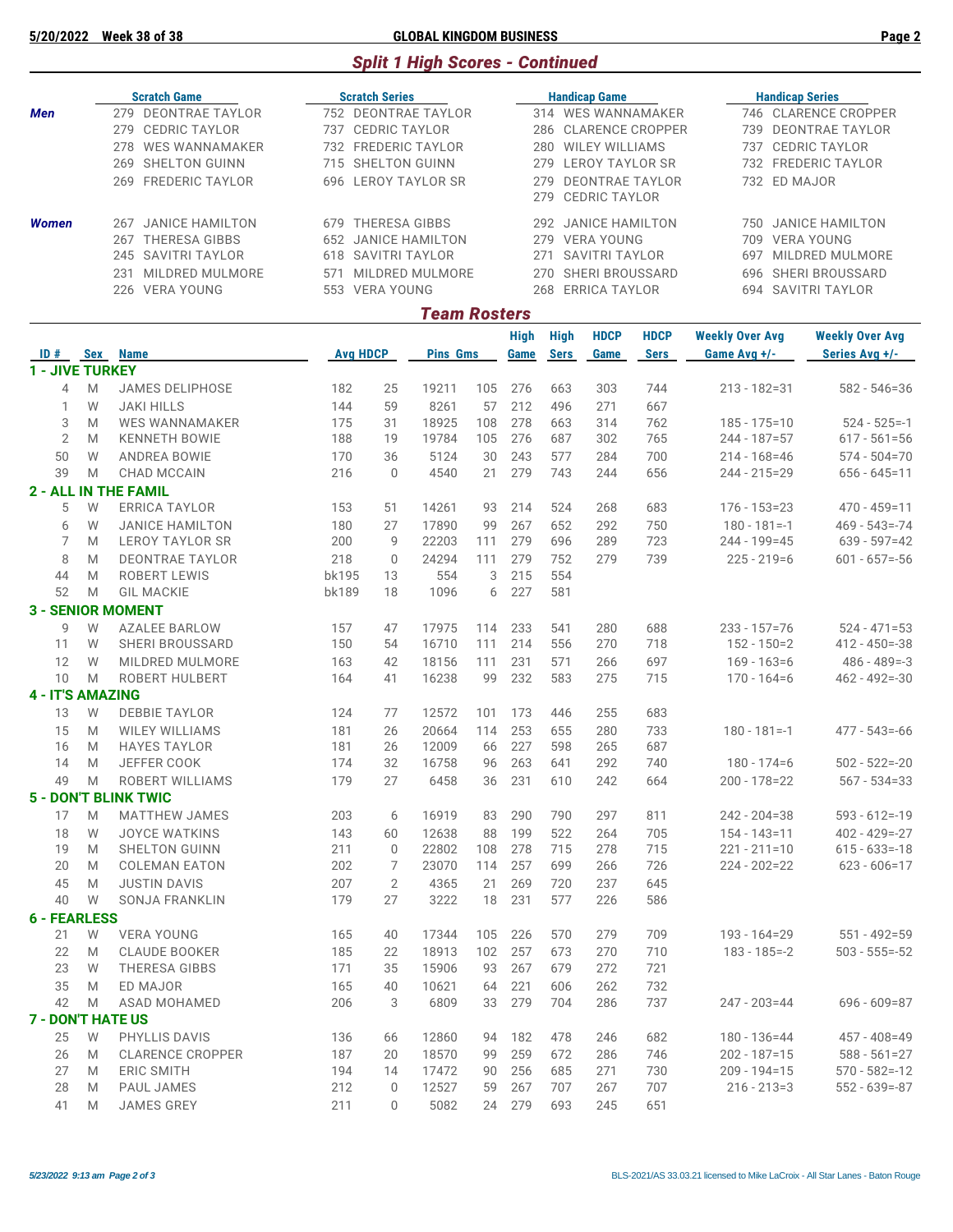## Split 1 High Scores - Continued

| | Scratch Game | Scratch Series | Handicap Game | Handicap Series |
|---|---|---|---|---|
| **Men** | 279 DEONTRAE TAYLOR | 752 DEONTRAE TAYLOR | 314 WES WANNAMAKER | 746 CLARENCE CROPPER |
| | 279 CEDRIC TAYLOR | 737 CEDRIC TAYLOR | 286 CLARENCE CROPPER | 739 DEONTRAE TAYLOR |
| | 278 WES WANNAMAKER | 732 FREDERIC TAYLOR | 280 WILEY WILLIAMS | 737 CEDRIC TAYLOR |
| | 269 SHELTON GUINN | 715 SHELTON GUINN | 279 LEROY TAYLOR SR | 732 FREDERIC TAYLOR |
| | 269 FREDERIC TAYLOR | 696 LEROY TAYLOR SR | 279 DEONTRAE TAYLOR | 732 ED MAJOR |
| | | | 279 CEDRIC TAYLOR | |
| **Women** | 267 JANICE HAMILTON | 679 THERESA GIBBS | 292 JANICE HAMILTON | 750 JANICE HAMILTON |
| | 267 THERESA GIBBS | 652 JANICE HAMILTON | 279 VERA YOUNG | 709 VERA YOUNG |
| | 245 SAVITRI TAYLOR | 618 SAVITRI TAYLOR | 271 SAVITRI TAYLOR | 697 MILDRED MULMORE |
| | 231 MILDRED MULMORE | 571 MILDRED MULMORE | 270 SHERI BROUSSARD | 696 SHERI BROUSSARD |
| | 226 VERA YOUNG | 553 VERA YOUNG | 268 ERRICA TAYLOR | 694 SAVITRI TAYLOR |

## Team Rosters

| ID # | Sex | Name | Avg | HDCP | Pins | Gms | High Game | High Sers | HDCP Game | HDCP Sers | Weekly Over Avg Game Avg +/- | Weekly Over Avg Series Avg +/- |
|---|---|---|---|---|---|---|---|---|---|---|---|---|
| **1 - JIVE TURKEY** | | | | | | | | | | | | |
| 4 | M | JAMES DELIPHOSE | 182 | 25 | 19211 | 105 | 276 | 663 | 303 | 744 | 213 - 182=31 | 582 - 546=36 |
| 1 | W | JAKI HILLS | 144 | 59 | 8261 | 57 | 212 | 496 | 271 | 667 | | |
| 3 | M | WES WANNAMAKER | 175 | 31 | 18925 | 108 | 278 | 663 | 314 | 762 | 185 - 175=10 | 524 - 525=-1 |
| 2 | M | KENNETH BOWIE | 188 | 19 | 19784 | 105 | 276 | 687 | 302 | 765 | 244 - 187=57 | 617 - 561=56 |
| 50 | W | ANDREA BOWIE | 170 | 36 | 5124 | 30 | 243 | 577 | 284 | 700 | 214 - 168=46 | 574 - 504=70 |
| 39 | M | CHAD MCCAIN | 216 | 0 | 4540 | 21 | 279 | 743 | 244 | 656 | 244 - 215=29 | 656 - 645=11 |
| **2 - ALL IN THE FAMIL** | | | | | | | | | | | | |
| 5 | W | ERRICA TAYLOR | 153 | 51 | 14261 | 93 | 214 | 524 | 268 | 683 | 176 - 153=23 | 470 - 459=11 |
| 6 | W | JANICE HAMILTON | 180 | 27 | 17890 | 99 | 267 | 652 | 292 | 750 | 180 - 181=-1 | 469 - 543=-74 |
| 7 | M | LEROY TAYLOR SR | 200 | 9 | 22203 | 111 | 279 | 696 | 289 | 723 | 244 - 199=45 | 639 - 597=42 |
| 8 | M | DEONTRAE TAYLOR | 218 | 0 | 24294 | 111 | 279 | 752 | 279 | 739 | 225 - 219=6 | 601 - 657=-56 |
| 44 | M | ROBERT LEWIS | bk195 | 13 | 554 | 3 | 215 | 554 | | | | |
| 52 | M | GIL MACKIE | bk189 | 18 | 1096 | 6 | 227 | 581 | | | | |
| **3 - SENIOR MOMENT** | | | | | | | | | | | | |
| 9 | W | AZALEE BARLOW | 157 | 47 | 17975 | 114 | 233 | 541 | 280 | 688 | 233 - 157=76 | 524 - 471=53 |
| 11 | W | SHERI BROUSSARD | 150 | 54 | 16710 | 111 | 214 | 556 | 270 | 718 | 152 - 150=2 | 412 - 450=-38 |
| 12 | W | MILDRED MULMORE | 163 | 42 | 18156 | 111 | 231 | 571 | 266 | 697 | 169 - 163=6 | 486 - 489=-3 |
| 10 | M | ROBERT HULBERT | 164 | 41 | 16238 | 99 | 232 | 583 | 275 | 715 | 170 - 164=6 | 462 - 492=-30 |
| **4 - IT'S AMAZING** | | | | | | | | | | | | |
| 13 | W | DEBBIE TAYLOR | 124 | 77 | 12572 | 101 | 173 | 446 | 255 | 683 | | |
| 15 | M | WILEY WILLIAMS | 181 | 26 | 20664 | 114 | 253 | 655 | 280 | 733 | 180 - 181=-1 | 477 - 543=-66 |
| 16 | M | HAYES TAYLOR | 181 | 26 | 12009 | 66 | 227 | 598 | 265 | 687 | | |
| 14 | M | JEFFER COOK | 174 | 32 | 16758 | 96 | 263 | 641 | 292 | 740 | 180 - 174=6 | 502 - 522=-20 |
| 49 | M | ROBERT WILLIAMS | 179 | 27 | 6458 | 36 | 231 | 610 | 242 | 664 | 200 - 178=22 | 567 - 534=33 |
| **5 - DON'T BLINK TWIC** | | | | | | | | | | | | |
| 17 | M | MATTHEW JAMES | 203 | 6 | 16919 | 83 | 290 | 790 | 297 | 811 | 242 - 204=38 | 593 - 612=-19 |
| 18 | W | JOYCE WATKINS | 143 | 60 | 12638 | 88 | 199 | 522 | 264 | 705 | 154 - 143=11 | 402 - 429=-27 |
| 19 | M | SHELTON GUINN | 211 | 0 | 22802 | 108 | 278 | 715 | 278 | 715 | 221 - 211=10 | 615 - 633=-18 |
| 20 | M | COLEMAN EATON | 202 | 7 | 23070 | 114 | 257 | 699 | 266 | 726 | 224 - 202=22 | 623 - 606=17 |
| 45 | M | JUSTIN DAVIS | 207 | 2 | 4365 | 21 | 269 | 720 | 237 | 645 | | |
| 40 | W | SONJA FRANKLIN | 179 | 27 | 3222 | 18 | 231 | 577 | 226 | 586 | | |
| **6 - FEARLESS** | | | | | | | | | | | | |
| 21 | W | VERA YOUNG | 165 | 40 | 17344 | 105 | 226 | 570 | 279 | 709 | 193 - 164=29 | 551 - 492=59 |
| 22 | M | CLAUDE BOOKER | 185 | 22 | 18913 | 102 | 257 | 673 | 270 | 710 | 183 - 185=-2 | 503 - 555=-52 |
| 23 | W | THERESA GIBBS | 171 | 35 | 15906 | 93 | 267 | 679 | 272 | 721 | | |
| 35 | M | ED MAJOR | 165 | 40 | 10621 | 64 | 221 | 606 | 262 | 732 | | |
| 42 | M | ASAD MOHAMED | 206 | 3 | 6809 | 33 | 279 | 704 | 286 | 737 | 247 - 203=44 | 696 - 609=87 |
| **7 - DON'T HATE US** | | | | | | | | | | | | |
| 25 | W | PHYLLIS DAVIS | 136 | 66 | 12860 | 94 | 182 | 478 | 246 | 682 | 180 - 136=44 | 457 - 408=49 |
| 26 | M | CLARENCE CROPPER | 187 | 20 | 18570 | 99 | 259 | 672 | 286 | 746 | 202 - 187=15 | 588 - 561=27 |
| 27 | M | ERIC SMITH | 194 | 14 | 17472 | 90 | 256 | 685 | 271 | 730 | 209 - 194=15 | 570 - 582=-12 |
| 28 | M | PAUL JAMES | 212 | 0 | 12527 | 59 | 267 | 707 | 267 | 707 | 216 - 213=3 | 552 - 639=-87 |
| 41 | M | JAMES GREY | 211 | 0 | 5082 | 24 | 279 | 693 | 245 | 651 | | |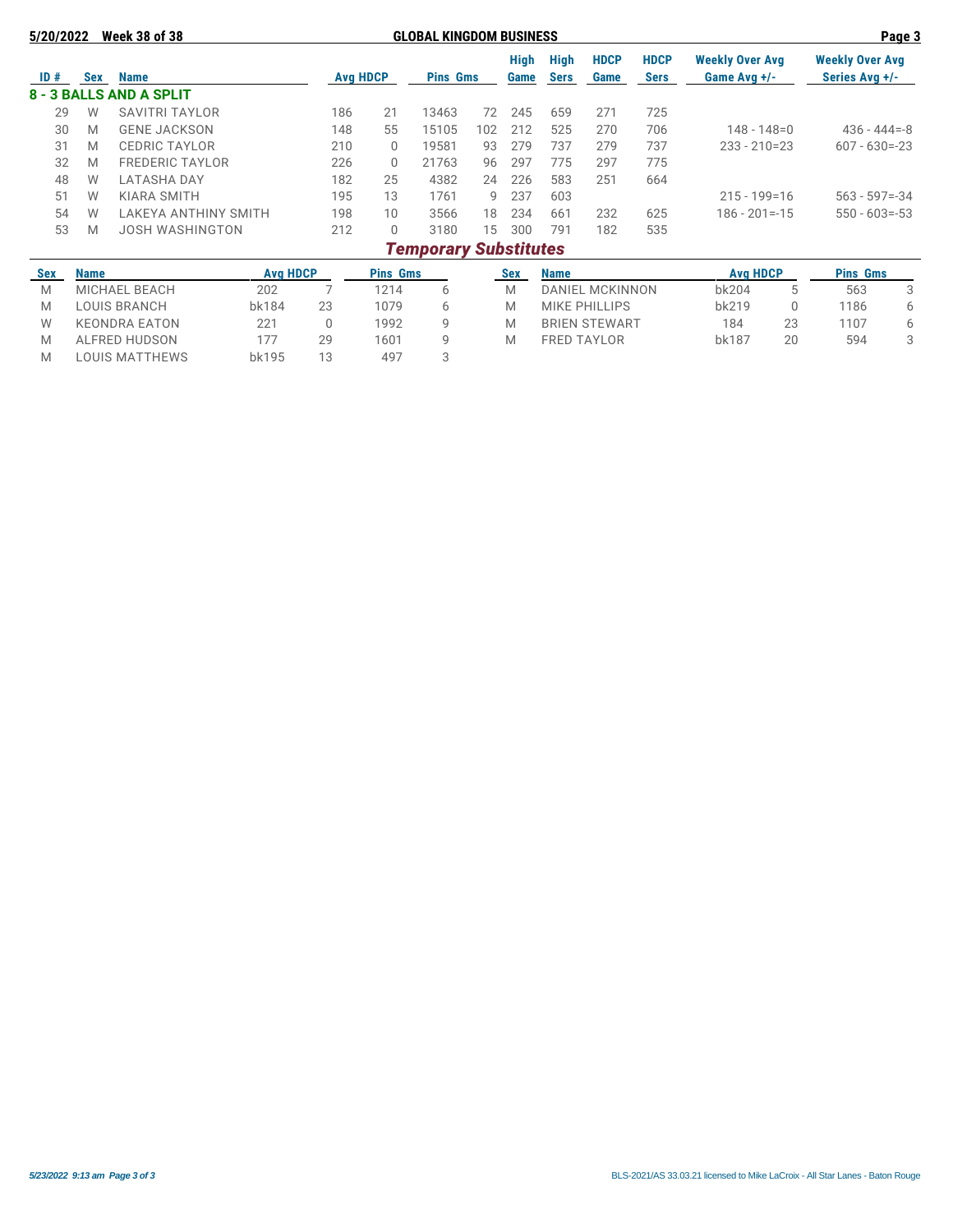| ID # | Sex | Name | Avg | HDCP | Pins | Gms | High Game | High Sers | HDCP Game | HDCP Sers | Weekly Over Avg Game Avg +/- | Weekly Over Avg Series Avg +/- |
|---|---|---|---|---|---|---|---|---|---|---|---|---|
| **8 - 3 BALLS AND A SPLIT** | | | | | | | | | | | | |
| 29 | W | SAVITRI TAYLOR | 186 | 21 | 13463 | 72 | 245 | 659 | 271 | 725 | | |
| 30 | M | GENE JACKSON | 148 | 55 | 15105 | 102 | 212 | 525 | 270 | 706 | 148 - 148=0 | 436 - 444=-8 |
| 31 | M | CEDRIC TAYLOR | 210 | 0 | 19581 | 93 | 279 | 737 | 279 | 737 | 233 - 210=23 | 607 - 630=-23 |
| 32 | M | FREDERIC TAYLOR | 226 | 0 | 21763 | 96 | 297 | 775 | 297 | 775 | | |
| 48 | W | LATASHA DAY | 182 | 25 | 4382 | 24 | 226 | 583 | 251 | 664 | | |
| 51 | W | KIARA SMITH | 195 | 13 | 1761 | 9 | 237 | 603 | | | 215 - 199=16 | 563 - 597=-34 |
| 54 | W | LAKEYA ANTHINY SMITH | 198 | 10 | 3566 | 18 | 234 | 661 | 232 | 625 | 186 - 201=-15 | 550 - 603=-53 |
| 53 | M | JOSH WASHINGTON | 212 | 0 | 3180 | 15 | 300 | 791 | 182 | 535 | | |

## *Temporary Substitutes*

| Sex | Name | Avg | HDCP | Pins | Gms | Sex | Name | Avg | HDCP | Pins | Gms |
|---|---|---|---|---|---|---|---|---|---|---|---|
| M | MICHAEL BEACH | 202 | 7 | 1214 | 6 | M | DANIEL MCKINNON | bk204 | 5 | 563 | 3 |
| M | LOUIS BRANCH | bk184 | 23 | 1079 | 6 | M | MIKE PHILLIPS | bk219 | 0 | 1186 | 6 |
| W | KEONDRA EATON | 221 | 0 | 1992 | 9 | M | BRIEN STEWART | 184 | 23 | 1107 | 6 |
| M | ALFRED HUDSON | 177 | 29 | 1601 | 9 | M | FRED TAYLOR | bk187 | 20 | 594 | 3 |
| M | LOUIS MATTHEWS | bk195 | 13 | 497 | 3 | | | | | | |